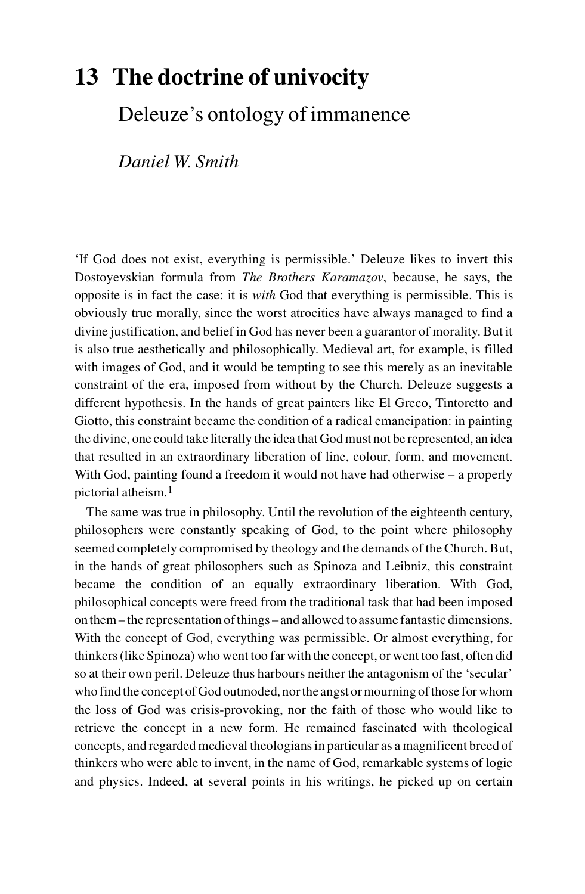# 13 The doctrine of univocity

## Deleuze's ontology of immanence

*Daniel W. Smith*

'If God does not exist, everything is permissible.' Deleuze likes to invert this Dostoyevskian formula from *The Brothers Karamazov*, because, he says, the opposite is in fact the case: it is *with* God that everything is permissible. This is obviously true morally, since the worst atrocities have always managed to find a divine justification, and belief in God has never been a guarantor of morality. But it is also true aesthetically and philosophically. Medieval art, for example, is filled with images of God, and it would be tempting to see this merely as an inevitable constraint of the era, imposed from without by the Church. Deleuze suggests a different hypothesis. In the hands of great painters like El Greco, Tintoretto and Giotto, this constraint became the condition of a radical emancipation: in painting the divine, one could take literally the idea that God must not be represented, an idea that resulted in an extraordinary liberation of line, colour, form, and movement. With God, painting found a freedom it would not have had otherwise – a properly pictorial atheism.[1]

The same was true in philosophy. Until the revolution of the eighteenth century, philosophers were constantly speaking of God, to the point where philosophy seemed completely compromised by theology and the demands of the Church. But, in the hands of great philosophers such as Spinoza and Leibniz, this constraint became the condition of an equally extraordinary liberation. With God, philosophical concepts were freed from the traditional task that had been imposed on them – the representation of things – and allowed to assume fantastic dimensions. With the concept of God, everything was permissible. Or almost everything, for thinkers (like Spinoza) who went too far with the concept, or went too fast, often did so at their own peril. Deleuze thus harbours neither the antagonism of the 'secular' who find the concept of God outmoded, nor the angst or mourning of those for whom the loss of God was crisis-provoking, nor the faith of those who would like to retrieve the concept in a new form. He remained fascinated with theological concepts, and regarded medieval theologians in particular as a magnificent breed of thinkers who were able to invent, in the name of God, remarkable systems of logic and physics. Indeed, at several points in his writings, he picked up on certain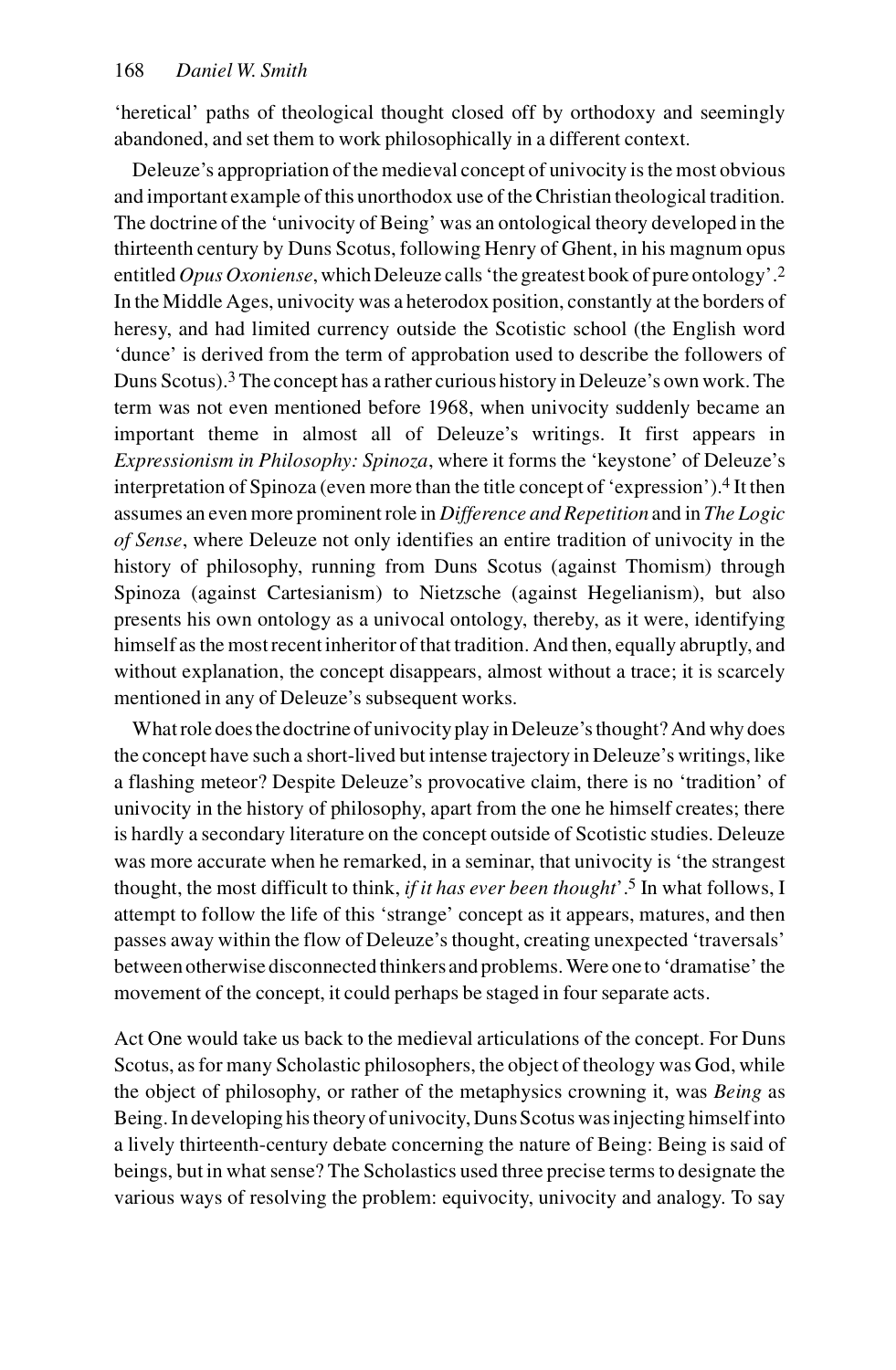'heretical' paths of theological thought closed off by orthodoxy and seemingly abandoned, and set them to work philosophically in a different context.

Deleuze's appropriation of the medieval concept of univocity is the most obvious and important example of this unorthodox use of the Christian theological tradition. The doctrine of the 'univocity of Being' was an ontological theory developed in the thirteenth century by Duns Scotus, following Henry of Ghent, in his magnum opus entitled *Opus Oxoniense*, which Deleuze calls 'the greatest book of pure ontology'.[2] In the Middle Ages, univocity was a heterodox position, constantly at the borders of heresy, and had limited currency outside the Scotistic school (the English word 'dunce' is derived from the term of approbation used to describe the followers of Duns Scotus).[3] The concept has a rather curious history in Deleuze's own work. The term was not even mentioned before 1968, when univocity suddenly became an important theme in almost all of Deleuze's writings. It first appears in *Expressionism in Philosophy: Spinoza*, where it forms the 'keystone' of Deleuze's interpretation of Spinoza (even more than the title concept of 'expression').[4] It then assumes an even more prominent role in *Difference and Repetition* and in *The Logic of Sense*, where Deleuze not only identifies an entire tradition of univocity in the history of philosophy, running from Duns Scotus (against Thomism) through Spinoza (against Cartesianism) to Nietzsche (against Hegelianism), but also presents his own ontology as a univocal ontology, thereby, as it were, identifying himself as the most recent inheritor of that tradition. And then, equally abruptly, and without explanation, the concept disappears, almost without a trace; it is scarcely mentioned in any of Deleuze's subsequent works.

What role does the doctrine of univocity play in Deleuze's thought? And why does the concept have such a short-lived but intense trajectory in Deleuze's writings, like a flashing meteor? Despite Deleuze's provocative claim, there is no 'tradition' of univocity in the history of philosophy, apart from the one he himself creates; there is hardly a secondary literature on the concept outside of Scotistic studies. Deleuze was more accurate when he remarked, in a seminar, that univocity is 'the strangest thought, the most difficult to think, *if it has ever been thought*'.[5] In what follows, I attempt to follow the life of this 'strange' concept as it appears, matures, and then passes away within the flow of Deleuze's thought, creating unexpected 'traversals' between otherwise disconnected thinkers and problems. Were one to 'dramatise' the movement of the concept, it could perhaps be staged in four separate acts.

Act One would take us back to the medieval articulations of the concept. For Duns Scotus, as for many Scholastic philosophers, the object of theology was God, while the object of philosophy, or rather of the metaphysics crowning it, was *Being* as Being. In developing his theory of univocity, Duns Scotus was injecting himself into a lively thirteenth-century debate concerning the nature of Being: Being is said of beings, but in what sense? The Scholastics used three precise terms to designate the various ways of resolving the problem: equivocity, univocity and analogy. To say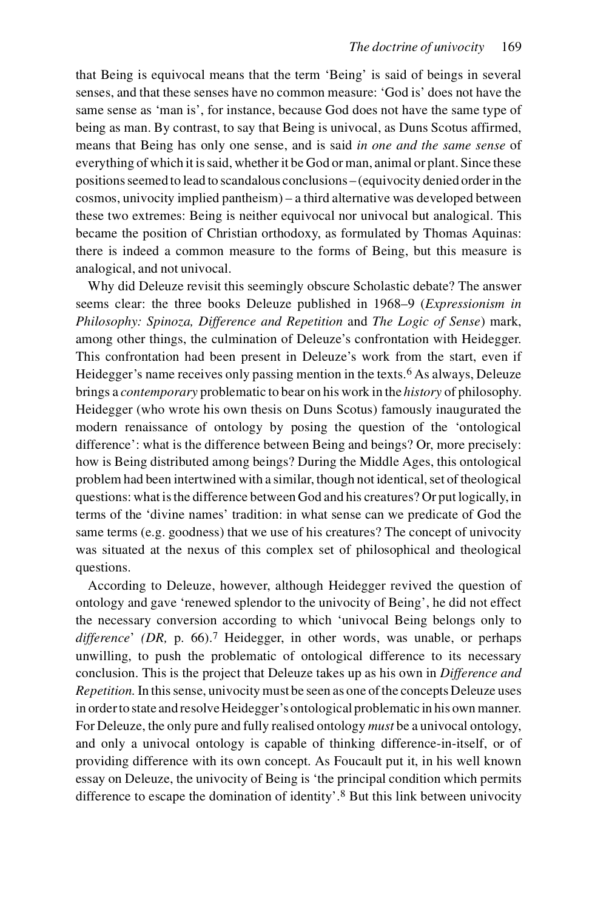that Being is equivocal means that the term 'Being' is said of beings in several senses, and that these senses have no common measure: 'God is' does not have the same sense as 'man is', for instance, because God does not have the same type of being as man. By contrast, to say that Being is univocal, as Duns Scotus affirmed, means that Being has only one sense, and is said *in one and the same sense* of everything of which it is said, whether it be God or man, animal or plant. Since these positions seemed to lead to scandalous conclusions – (equivocity denied order in the cosmos, univocity implied pantheism) – a third alternative was developed between these two extremes: Being is neither equivocal nor univocal but analogical. This became the position of Christian orthodoxy, as formulated by Thomas Aquinas: there is indeed a common measure to the forms of Being, but this measure is analogical, and not univocal.

Why did Deleuze revisit this seemingly obscure Scholastic debate? The answer seems clear: the three books Deleuze published in 1968–9 (*Expressionism in Philosophy: Spinoza, Difference and Repetition* and *The Logic of Sense*) mark, among other things, the culmination of Deleuze's confrontation with Heidegger. This confrontation had been present in Deleuze's work from the start, even if Heidegger's name receives only passing mention in the texts.[6] As always, Deleuze brings a *contemporary* problematic to bear on his work in the *history* of philosophy. Heidegger (who wrote his own thesis on Duns Scotus) famously inaugurated the modern renaissance of ontology by posing the question of the 'ontological difference': what is the difference between Being and beings? Or, more precisely: how is Being distributed among beings? During the Middle Ages, this ontological problem had been intertwined with a similar, though not identical, set of theological questions: what is the difference between God and his creatures? Or put logically, in terms of the 'divine names' tradition: in what sense can we predicate of God the same terms (e.g. goodness) that we use of his creatures? The concept of univocity was situated at the nexus of this complex set of philosophical and theological questions.

According to Deleuze, however, although Heidegger revived the question of ontology and gave 'renewed splendor to the univocity of Being', he did not effect the necessary conversion according to which 'univocal Being belongs only to *difference*' *(DR,* p. 66).[7] Heidegger, in other words, was unable, or perhaps unwilling, to push the problematic of ontological difference to its necessary conclusion. This is the project that Deleuze takes up as his own in *Difference and Repetition.* In this sense, univocity must be seen as one of the concepts Deleuze uses in order to state and resolve Heidegger's ontological problematic in his own manner. For Deleuze, the only pure and fully realised ontology *must* be a univocal ontology, and only a univocal ontology is capable of thinking difference-in-itself, or of providing difference with its own concept. As Foucault put it, in his well known essay on Deleuze, the univocity of Being is 'the principal condition which permits difference to escape the domination of identity'.[8] But this link between univocity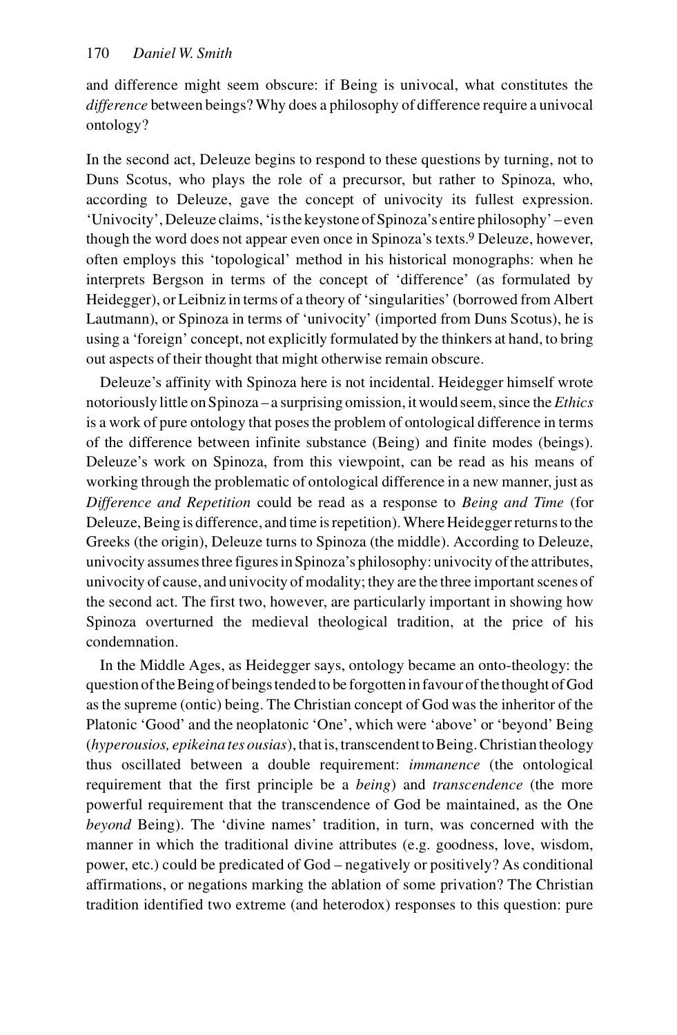and difference might seem obscure: if Being is univocal, what constitutes the *difference* between beings? Why does a philosophy of difference require a univocal ontology?

In the second act, Deleuze begins to respond to these questions by turning, not to Duns Scotus, who plays the role of a precursor, but rather to Spinoza, who, according to Deleuze, gave the concept of univocity its fullest expression. 'Univocity', Deleuze claims, 'is the keystone of Spinoza's entire philosophy' – even though the word does not appear even once in Spinoza's texts.[9] Deleuze, however, often employs this 'topological' method in his historical monographs: when he interprets Bergson in terms of the concept of 'difference' (as formulated by Heidegger), or Leibniz in terms of a theory of 'singularities' (borrowed from Albert Lautmann), or Spinoza in terms of 'univocity' (imported from Duns Scotus), he is using a 'foreign' concept, not explicitly formulated by the thinkers at hand, to bring out aspects of their thought that might otherwise remain obscure.

Deleuze's affinity with Spinoza here is not incidental. Heidegger himself wrote notoriously little on Spinoza – a surprising omission, it would seem, since the *Ethics* is a work of pure ontology that poses the problem of ontological difference in terms of the difference between infinite substance (Being) and finite modes (beings). Deleuze's work on Spinoza, from this viewpoint, can be read as his means of working through the problematic of ontological difference in a new manner, just as *Difference and Repetition* could be read as a response to *Being and Time* (for Deleuze, Being is difference, and time is repetition). Where Heidegger returns to the Greeks (the origin), Deleuze turns to Spinoza (the middle). According to Deleuze, univocity assumes three figures in Spinoza's philosophy: univocity of the attributes, univocity of cause, and univocity of modality; they are the three important scenes of the second act. The first two, however, are particularly important in showing how Spinoza overturned the medieval theological tradition, at the price of his condemnation.

In the Middle Ages, as Heidegger says, ontology became an onto-theology: the question of the Being of beings tended to be forgotten in favour of the thought of God as the supreme (ontic) being. The Christian concept of God was the inheritor of the Platonic 'Good' and the neoplatonic 'One', which were 'above' or 'beyond' Being (*hyperousios, epikeina tes ousias*), that is, transcendent to Being. Christian theology thus oscillated between a double requirement: *immanence* (the ontological requirement that the first principle be a *being*) and *transcendence* (the more powerful requirement that the transcendence of God be maintained, as the One *beyond* Being). The 'divine names' tradition, in turn, was concerned with the manner in which the traditional divine attributes (e.g. goodness, love, wisdom, power, etc.) could be predicated of God – negatively or positively? As conditional affirmations, or negations marking the ablation of some privation? The Christian tradition identified two extreme (and heterodox) responses to this question: pure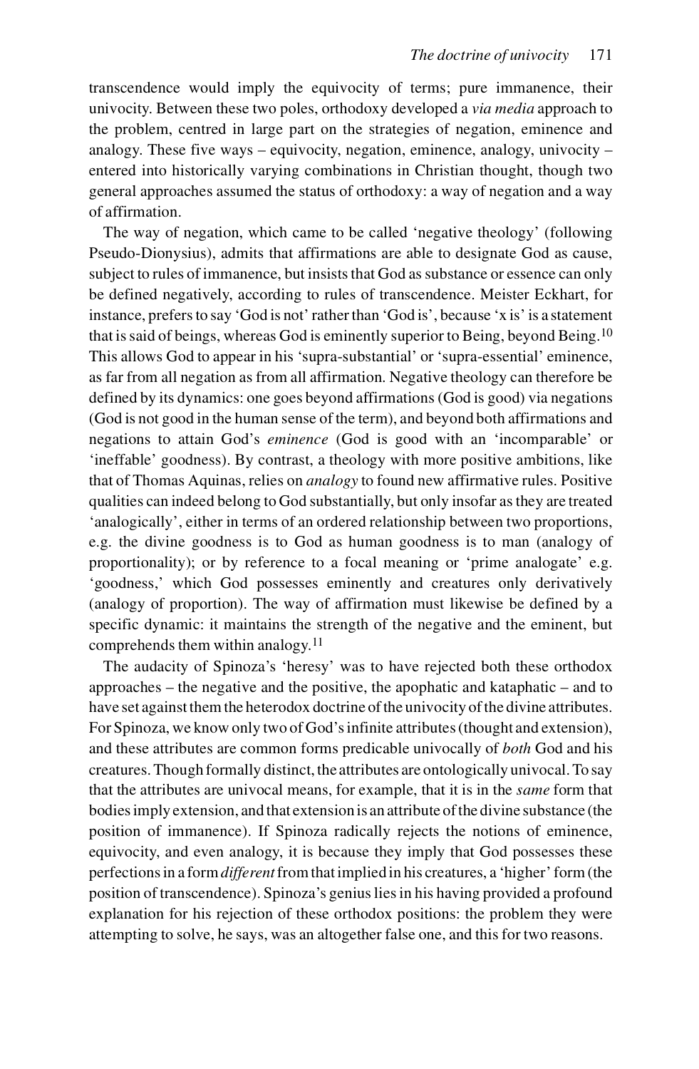transcendence would imply the equivocity of terms; pure immanence, their univocity. Between these two poles, orthodoxy developed a *via media* approach to the problem, centred in large part on the strategies of negation, eminence and analogy. These five ways – equivocity, negation, eminence, analogy, univocity – entered into historically varying combinations in Christian thought, though two general approaches assumed the status of orthodoxy: a way of negation and a way of affirmation.

The way of negation, which came to be called 'negative theology' (following Pseudo-Dionysius), admits that affirmations are able to designate God as cause, subject to rules of immanence, but insists that God as substance or essence can only be defined negatively, according to rules of transcendence. Meister Eckhart, for instance, prefers to say 'God is not' rather than 'God is', because 'x is' is a statement that is said of beings, whereas God is eminently superior to Being, beyond Being.[10] This allows God to appear in his 'supra-substantial' or 'supra-essential' eminence, as far from all negation as from all affirmation. Negative theology can therefore be defined by its dynamics: one goes beyond affirmations (God is good) via negations (God is not good in the human sense of the term), and beyond both affirmations and negations to attain God's *eminence* (God is good with an 'incomparable' or 'ineffable' goodness). By contrast, a theology with more positive ambitions, like that of Thomas Aquinas, relies on *analogy* to found new affirmative rules. Positive qualities can indeed belong to God substantially, but only insofar as they are treated 'analogically', either in terms of an ordered relationship between two proportions, e.g. the divine goodness is to God as human goodness is to man (analogy of proportionality); or by reference to a focal meaning or 'prime analogate' e.g. 'goodness,' which God possesses eminently and creatures only derivatively (analogy of proportion). The way of affirmation must likewise be defined by a specific dynamic: it maintains the strength of the negative and the eminent, but comprehends them within analogy.[11]

The audacity of Spinoza's 'heresy' was to have rejected both these orthodox approaches – the negative and the positive, the apophatic and kataphatic – and to have set against them the heterodox doctrine of the univocity of the divine attributes. For Spinoza, we know only two of God's infinite attributes (thought and extension), and these attributes are common forms predicable univocally of *both* God and his creatures. Though formally distinct, the attributes are ontologically univocal. To say that the attributes are univocal means, for example, that it is in the *same* form that bodies imply extension, and that extension is an attribute of the divine substance (the position of immanence). If Spinoza radically rejects the notions of eminence, equivocity, and even analogy, it is because they imply that God possesses these perfections in a form *different* from that implied in his creatures, a 'higher' form (the position of transcendence). Spinoza's genius lies in his having provided a profound explanation for his rejection of these orthodox positions: the problem they were attempting to solve, he says, was an altogether false one, and this for two reasons.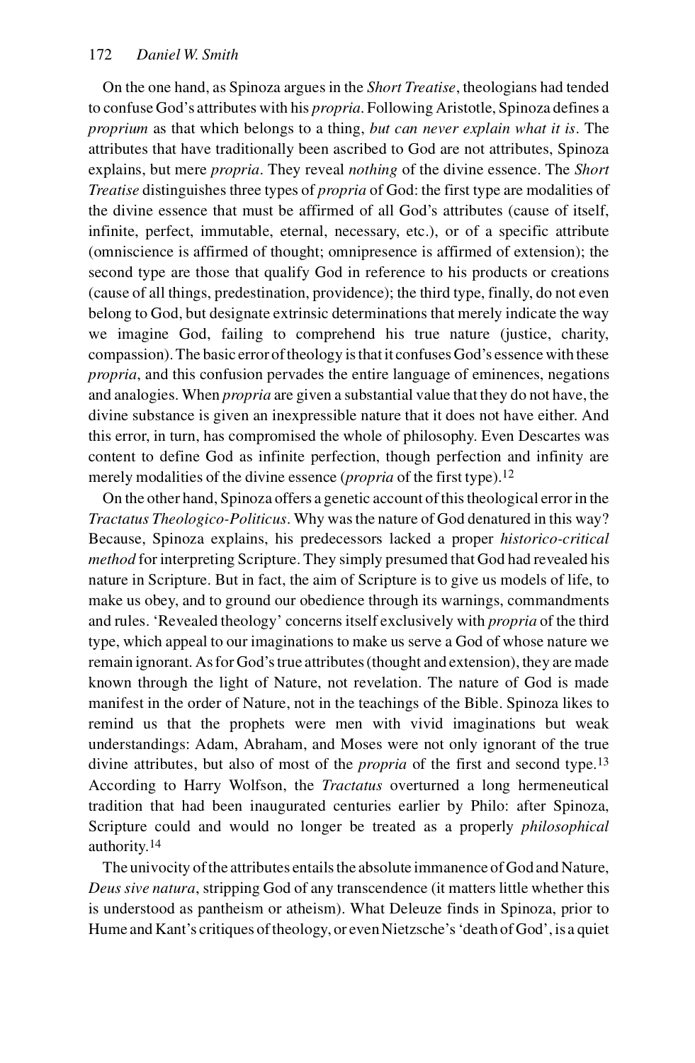On the one hand, as Spinoza argues in the *Short Treatise*, theologians had tended to confuse God's attributes with his *propria*. Following Aristotle, Spinoza defines a *proprium* as that which belongs to a thing, *but can never explain what it is*. The attributes that have traditionally been ascribed to God are not attributes, Spinoza explains, but mere *propria*. They reveal *nothing* of the divine essence. The *Short Treatise* distinguishes three types of *propria* of God: the first type are modalities of the divine essence that must be affirmed of all God's attributes (cause of itself, infinite, perfect, immutable, eternal, necessary, etc.), or of a specific attribute (omniscience is affirmed of thought; omnipresence is affirmed of extension); the second type are those that qualify God in reference to his products or creations (cause of all things, predestination, providence); the third type, finally, do not even belong to God, but designate extrinsic determinations that merely indicate the way we imagine God, failing to comprehend his true nature (justice, charity, compassion). The basic error of theology is that it confuses God's essence with these *propria*, and this confusion pervades the entire language of eminences, negations and analogies. When *propria* are given a substantial value that they do not have, the divine substance is given an inexpressible nature that it does not have either. And this error, in turn, has compromised the whole of philosophy. Even Descartes was content to define God as infinite perfection, though perfection and infinity are merely modalities of the divine essence (*propria* of the first type).[12]

On the other hand, Spinoza offers a genetic account of this theological error in the *Tractatus Theologico-Politicus*. Why was the nature of God denatured in this way? Because, Spinoza explains, his predecessors lacked a proper *historico-critical method* for interpreting Scripture. They simply presumed that God had revealed his nature in Scripture. But in fact, the aim of Scripture is to give us models of life, to make us obey, and to ground our obedience through its warnings, commandments and rules. 'Revealed theology' concerns itself exclusively with *propria* of the third type, which appeal to our imaginations to make us serve a God of whose nature we remain ignorant. As for God's true attributes (thought and extension), they are made known through the light of Nature, not revelation. The nature of God is made manifest in the order of Nature, not in the teachings of the Bible. Spinoza likes to remind us that the prophets were men with vivid imaginations but weak understandings: Adam, Abraham, and Moses were not only ignorant of the true divine attributes, but also of most of the *propria* of the first and second type.[13] According to Harry Wolfson, the *Tractatus* overturned a long hermeneutical tradition that had been inaugurated centuries earlier by Philo: after Spinoza, Scripture could and would no longer be treated as a properly *philosophical* authority.[14]

The univocity of the attributes entails the absolute immanence of God and Nature, *Deus sive natura*, stripping God of any transcendence (it matters little whether this is understood as pantheism or atheism). What Deleuze finds in Spinoza, prior to Hume and Kant's critiques of theology, or even Nietzsche's 'death of God', is a quiet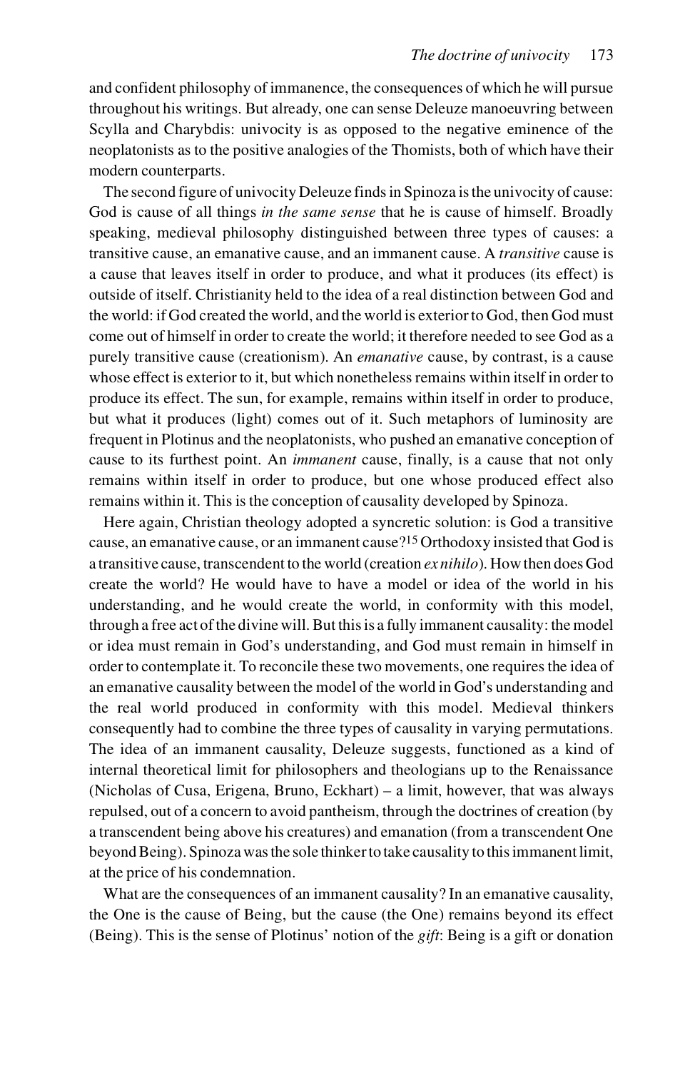and confident philosophy of immanence, the consequences of which he will pursue throughout his writings. But already, one can sense Deleuze manoeuvring between Scylla and Charybdis: univocity is as opposed to the negative eminence of the neoplatonists as to the positive analogies of the Thomists, both of which have their modern counterparts.

The second figure of univocity Deleuze finds in Spinoza is the univocity of cause: God is cause of all things *in the same sense* that he is cause of himself. Broadly speaking, medieval philosophy distinguished between three types of causes: a transitive cause, an emanative cause, and an immanent cause. A *transitive* cause is a cause that leaves itself in order to produce, and what it produces (its effect) is outside of itself. Christianity held to the idea of a real distinction between God and the world: if God created the world, and the world is exterior to God, then God must come out of himself in order to create the world; it therefore needed to see God as a purely transitive cause (creationism). An *emanative* cause, by contrast, is a cause whose effect is exterior to it, but which nonetheless remains within itself in order to produce its effect. The sun, for example, remains within itself in order to produce, but what it produces (light) comes out of it. Such metaphors of luminosity are frequent in Plotinus and the neoplatonists, who pushed an emanative conception of cause to its furthest point. An *immanent* cause, finally, is a cause that not only remains within itself in order to produce, but one whose produced effect also remains within it. This is the conception of causality developed by Spinoza.

Here again, Christian theology adopted a syncretic solution: is God a transitive cause, an emanative cause, or an immanent cause?[15] Orthodoxy insisted that God is a transitive cause, transcendent to the world (creation *ex nihilo*). How then does God create the world? He would have to have a model or idea of the world in his understanding, and he would create the world, in conformity with this model, through a free act of the divine will. But this is a fully immanent causality: the model or idea must remain in God's understanding, and God must remain in himself in order to contemplate it. To reconcile these two movements, one requires the idea of an emanative causality between the model of the world in God's understanding and the real world produced in conformity with this model. Medieval thinkers consequently had to combine the three types of causality in varying permutations. The idea of an immanent causality, Deleuze suggests, functioned as a kind of internal theoretical limit for philosophers and theologians up to the Renaissance (Nicholas of Cusa, Erigena, Bruno, Eckhart) – a limit, however, that was always repulsed, out of a concern to avoid pantheism, through the doctrines of creation (by a transcendent being above his creatures) and emanation (from a transcendent One beyond Being). Spinoza was the sole thinker to take causality to this immanent limit, at the price of his condemnation.

What are the consequences of an immanent causality? In an emanative causality, the One is the cause of Being, but the cause (the One) remains beyond its effect (Being). This is the sense of Plotinus' notion of the *gift*: Being is a gift or donation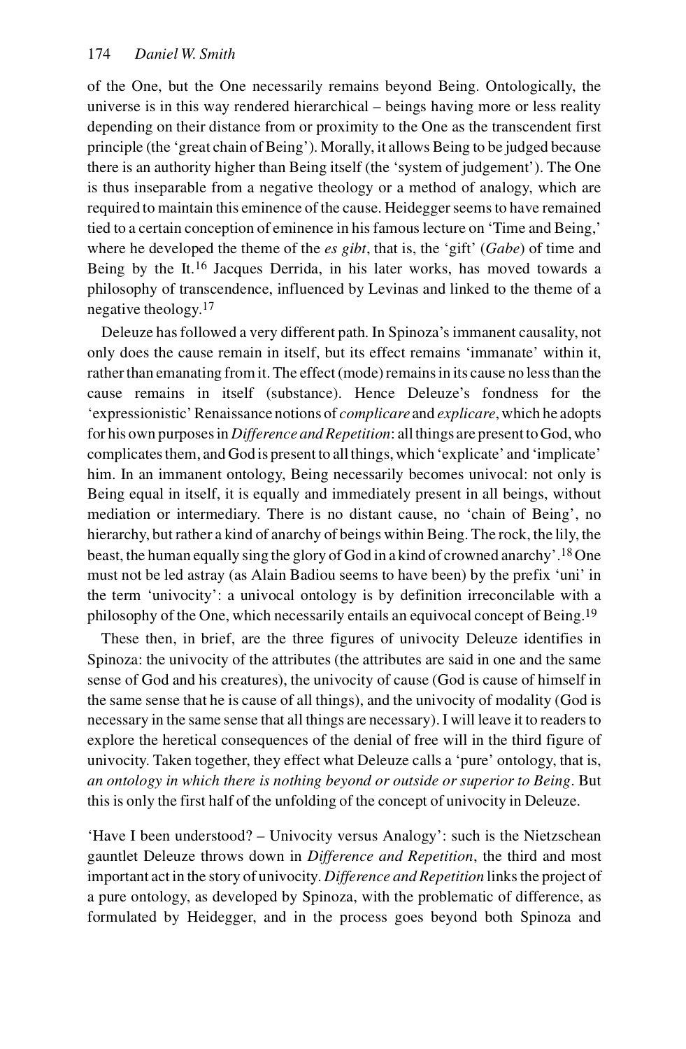of the One, but the One necessarily remains beyond Being. Ontologically, the universe is in this way rendered hierarchical – beings having more or less reality depending on their distance from or proximity to the One as the transcendent first principle (the 'great chain of Being'). Morally, it allows Being to be judged because there is an authority higher than Being itself (the 'system of judgement'). The One is thus inseparable from a negative theology or a method of analogy, which are required to maintain this eminence of the cause. Heidegger seems to have remained tied to a certain conception of eminence in his famous lecture on 'Time and Being,' where he developed the theme of the *es gibt*, that is, the 'gift' (*Gabe*) of time and Being by the It.[16] Jacques Derrida, in his later works, has moved towards a philosophy of transcendence, influenced by Levinas and linked to the theme of a negative theology.[17]

Deleuze has followed a very different path. In Spinoza's immanent causality, not only does the cause remain in itself, but its effect remains 'immanate' within it, rather than emanating from it. The effect (mode) remains in its cause no less than the cause remains in itself (substance). Hence Deleuze's fondness for the 'expressionistic' Renaissance notions of *complicare* and *explicare*, which he adopts for his own purposes in *Difference and Repetition*: all things are present to God, who complicates them, and God is present to all things, which 'explicate' and 'implicate' him. In an immanent ontology, Being necessarily becomes univocal: not only is Being equal in itself, it is equally and immediately present in all beings, without mediation or intermediary. There is no distant cause, no 'chain of Being', no hierarchy, but rather a kind of anarchy of beings within Being. The rock, the lily, the beast, the human equally sing the glory of God in a kind of crowned anarchy'.[18] One must not be led astray (as Alain Badiou seems to have been) by the prefix 'uni' in the term 'univocity': a univocal ontology is by definition irreconcilable with a philosophy of the One, which necessarily entails an equivocal concept of Being.[19]

These then, in brief, are the three figures of univocity Deleuze identifies in Spinoza: the univocity of the attributes (the attributes are said in one and the same sense of God and his creatures), the univocity of cause (God is cause of himself in the same sense that he is cause of all things), and the univocity of modality (God is necessary in the same sense that all things are necessary). I will leave it to readers to explore the heretical consequences of the denial of free will in the third figure of univocity. Taken together, they effect what Deleuze calls a 'pure' ontology, that is, *an ontology in which there is nothing beyond or outside or superior to Being*. But this is only the first half of the unfolding of the concept of univocity in Deleuze.

'Have I been understood? – Univocity versus Analogy': such is the Nietzschean gauntlet Deleuze throws down in *Difference and Repetition*, the third and most important act in the story of univocity. *Difference and Repetition* links the project of a pure ontology, as developed by Spinoza, with the problematic of difference, as formulated by Heidegger, and in the process goes beyond both Spinoza and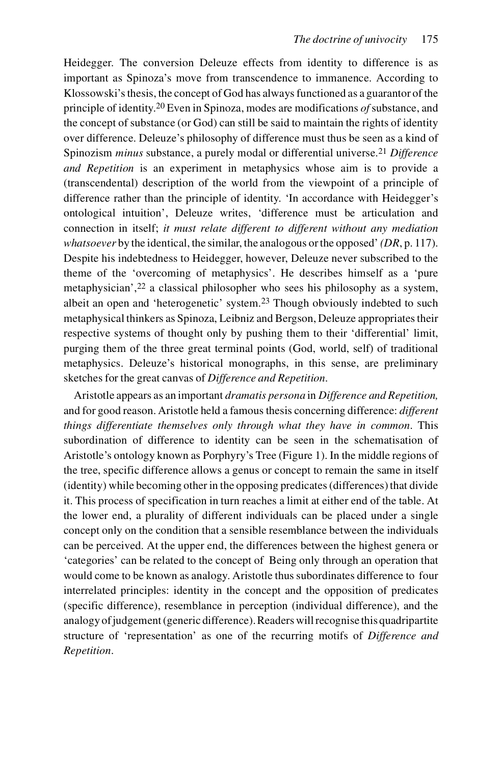Heidegger. The conversion Deleuze effects from identity to difference is as important as Spinoza's move from transcendence to immanence. According to Klossowski's thesis, the concept of God has always functioned as a guarantor of the principle of identity.[20] Even in Spinoza, modes are modifications *of* substance, and the concept of substance (or God) can still be said to maintain the rights of identity over difference. Deleuze's philosophy of difference must thus be seen as a kind of Spinozism *minus* substance, a purely modal or differential universe.[21] *Difference and Repetition* is an experiment in metaphysics whose aim is to provide a (transcendental) description of the world from the viewpoint of a principle of difference rather than the principle of identity. 'In accordance with Heidegger's ontological intuition', Deleuze writes, 'difference must be articulation and connection in itself; *it must relate different to different without any mediation whatsoever* by the identical, the similar, the analogous or the opposed' *(DR*, p. 117). Despite his indebtedness to Heidegger, however, Deleuze never subscribed to the theme of the 'overcoming of metaphysics'. He describes himself as a 'pure metaphysician',[22] a classical philosopher who sees his philosophy as a system, albeit an open and 'heterogenetic' system.[23] Though obviously indebted to such metaphysical thinkers as Spinoza, Leibniz and Bergson, Deleuze appropriates their respective systems of thought only by pushing them to their 'differential' limit, purging them of the three great terminal points (God, world, self) of traditional metaphysics. Deleuze's historical monographs, in this sense, are preliminary sketches for the great canvas of *Difference and Repetition*.

Aristotle appears as an important *dramatis persona* in *Difference and Repetition,* and for good reason. Aristotle held a famous thesis concerning difference: *different things differentiate themselves only through what they have in common*. This subordination of difference to identity can be seen in the schematisation of Aristotle's ontology known as Porphyry's Tree (Figure 1). In the middle regions of the tree, specific difference allows a genus or concept to remain the same in itself (identity) while becoming other in the opposing predicates (differences) that divide it. This process of specification in turn reaches a limit at either end of the table. At the lower end, a plurality of different individuals can be placed under a single concept only on the condition that a sensible resemblance between the individuals can be perceived. At the upper end, the differences between the highest genera or 'categories' can be related to the concept of Being only through an operation that would come to be known as analogy. Aristotle thus subordinates difference to four interrelated principles: identity in the concept and the opposition of predicates (specific difference), resemblance in perception (individual difference), and the analogy of judgement (generic difference). Readers will recognise this quadripartite structure of 'representation' as one of the recurring motifs of *Difference and Repetition*.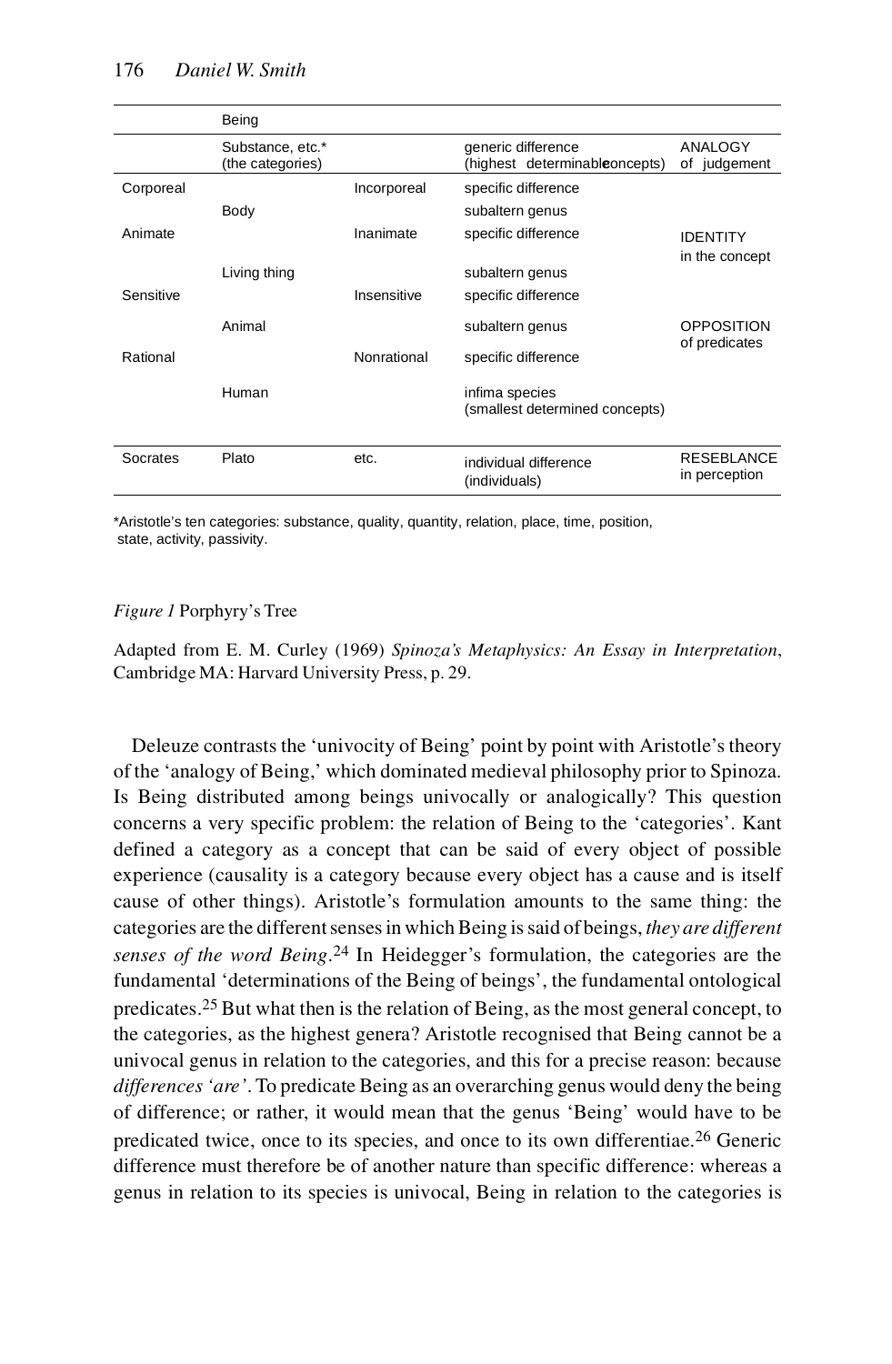| | Being | | | |
|---|---|---|---|---|
| | Substance, etc.* (the categories) | | generic difference (highest determinable concepts) | ANALOGY of judgement |
| Corporeal | | Incorporeal | specific difference | |
| | Body | | subaltern genus | |
| Animate | | Inanimate | specific difference | IDENTITY in the concept |
| | Living thing | | subaltern genus | |
| Sensitive | | Insensitive | specific difference | |
| | Animal | | subaltern genus | OPPOSITION of predicates |
| Rational | | Nonrational | specific difference | |
| | Human | | infima species (smallest determined concepts) | |
| Socrates | Plato | etc. | individual difference (individuals) | RESEBLANCE in perception |

*Aristotle's ten categories: substance, quality, quantity, relation, place, time, position, state, activity, passivity.

*Figure 1* Porphyry's Tree

Adapted from E. M. Curley (1969) *Spinoza's Metaphysics: An Essay in Interpretation*, Cambridge MA: Harvard University Press, p. 29.

Deleuze contrasts the 'univocity of Being' point by point with Aristotle's theory of the 'analogy of Being,' which dominated medieval philosophy prior to Spinoza. Is Being distributed among beings univocally or analogically? This question concerns a very specific problem: the relation of Being to the 'categories'. Kant defined a category as a concept that can be said of every object of possible experience (causality is a category because every object has a cause and is itself cause of other things). Aristotle's formulation amounts to the same thing: the categories are the different senses in which Being is said of beings, *they are different senses of the word Being*.[24] In Heidegger's formulation, the categories are the fundamental 'determinations of the Being of beings', the fundamental ontological predicates.[25] But what then is the relation of Being, as the most general concept, to the categories, as the highest genera? Aristotle recognised that Being cannot be a univocal genus in relation to the categories, and this for a precise reason: because *differences 'are'*. To predicate Being as an overarching genus would deny the being of difference; or rather, it would mean that the genus 'Being' would have to be predicated twice, once to its species, and once to its own differentiae.[26] Generic difference must therefore be of another nature than specific difference: whereas a genus in relation to its species is univocal, Being in relation to the categories is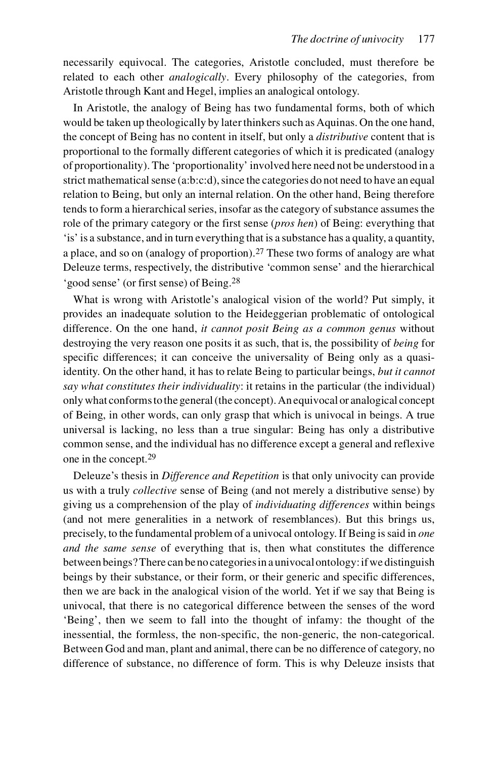necessarily equivocal. The categories, Aristotle concluded, must therefore be related to each other *analogically*. Every philosophy of the categories, from Aristotle through Kant and Hegel, implies an analogical ontology.

In Aristotle, the analogy of Being has two fundamental forms, both of which would be taken up theologically by later thinkers such as Aquinas. On the one hand, the concept of Being has no content in itself, but only a *distributive* content that is proportional to the formally different categories of which it is predicated (analogy of proportionality). The 'proportionality' involved here need not be understood in a strict mathematical sense (a:b:c:d), since the categories do not need to have an equal relation to Being, but only an internal relation. On the other hand, Being therefore tends to form a hierarchical series, insofar as the category of substance assumes the role of the primary category or the first sense (*pros hen*) of Being: everything that 'is' is a substance, and in turn everything that is a substance has a quality, a quantity, a place, and so on (analogy of proportion).[27] These two forms of analogy are what Deleuze terms, respectively, the distributive 'common sense' and the hierarchical 'good sense' (or first sense) of Being.[28]

What is wrong with Aristotle's analogical vision of the world? Put simply, it provides an inadequate solution to the Heideggerian problematic of ontological difference. On the one hand, *it cannot posit Being as a common genus* without destroying the very reason one posits it as such, that is, the possibility of *being* for specific differences; it can conceive the universality of Being only as a quasi-identity. On the other hand, it has to relate Being to particular beings, *but it cannot say what constitutes their individuality*: it retains in the particular (the individual) only what conforms to the general (the concept). An equivocal or analogical concept of Being, in other words, can only grasp that which is univocal in beings. A true universal is lacking, no less than a true singular: Being has only a distributive common sense, and the individual has no difference except a general and reflexive one in the concept.[29]

Deleuze's thesis in *Difference and Repetition* is that only univocity can provide us with a truly *collective* sense of Being (and not merely a distributive sense) by giving us a comprehension of the play of *individuating differences* within beings (and not mere generalities in a network of resemblances). But this brings us, precisely, to the fundamental problem of a univocal ontology. If Being is said in *one and the same sense* of everything that is, then what constitutes the difference between beings? There can be no categories in a univocal ontology: if we distinguish beings by their substance, or their form, or their generic and specific differences, then we are back in the analogical vision of the world. Yet if we say that Being is univocal, that there is no categorical difference between the senses of the word 'Being', then we seem to fall into the thought of infamy: the thought of the inessential, the formless, the non-specific, the non-generic, the non-categorical. Between God and man, plant and animal, there can be no difference of category, no difference of substance, no difference of form. This is why Deleuze insists that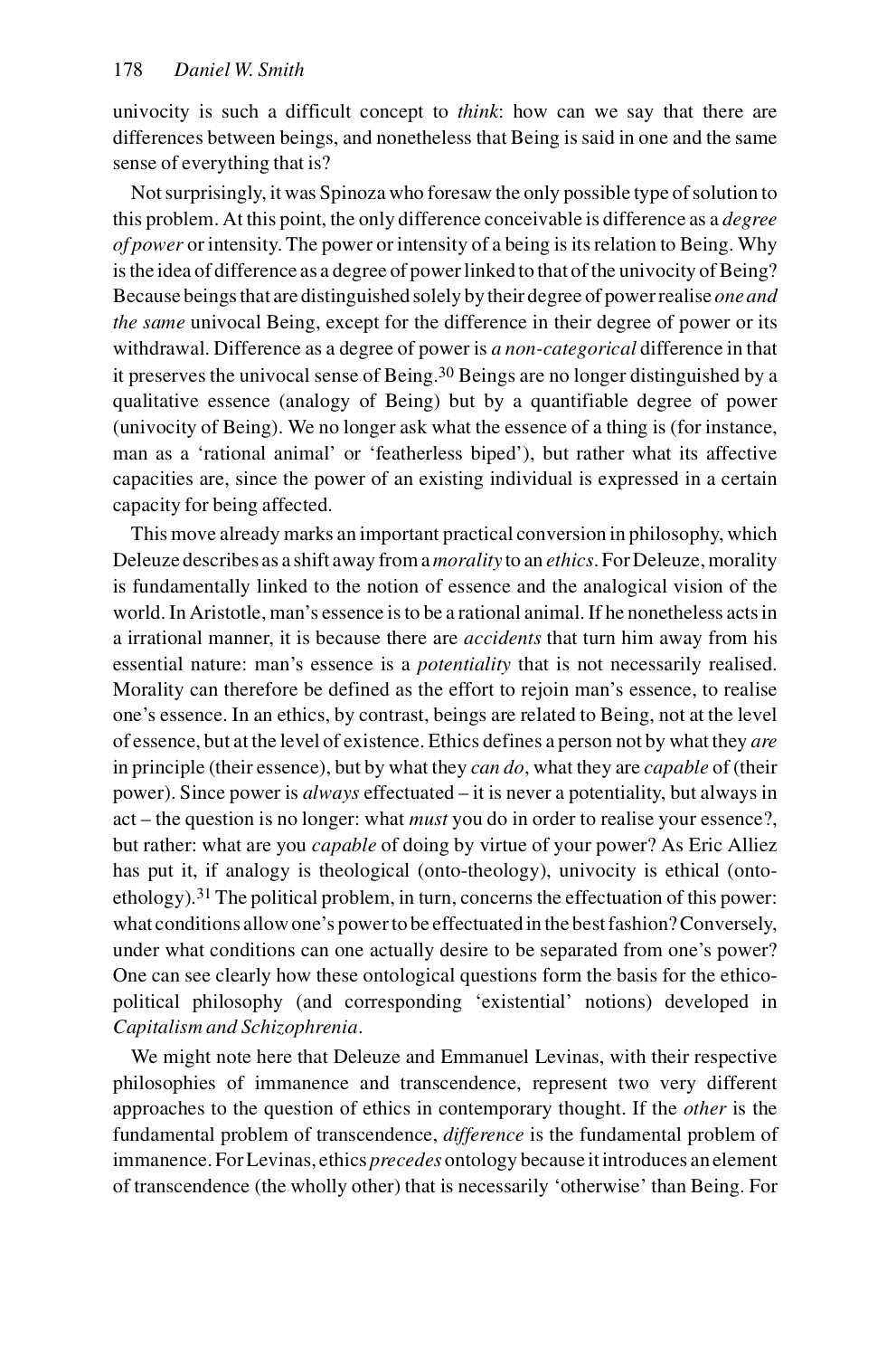univocity is such a difficult concept to *think*: how can we say that there are differences between beings, and nonetheless that Being is said in one and the same sense of everything that is?

Not surprisingly, it was Spinoza who foresaw the only possible type of solution to this problem. At this point, the only difference conceivable is difference as a *degree of power* or intensity. The power or intensity of a being is its relation to Being. Why is the idea of difference as a degree of power linked to that of the univocity of Being? Because beings that are distinguished solely by their degree of power realise *one and the same* univocal Being, except for the difference in their degree of power or its withdrawal. Difference as a degree of power is *a non-categorical* difference in that it preserves the univocal sense of Being.[30] Beings are no longer distinguished by a qualitative essence (analogy of Being) but by a quantifiable degree of power (univocity of Being). We no longer ask what the essence of a thing is (for instance, man as a 'rational animal' or 'featherless biped'), but rather what its affective capacities are, since the power of an existing individual is expressed in a certain capacity for being affected.

This move already marks an important practical conversion in philosophy, which Deleuze describes as a shift away from a *morality* to an *ethics*. For Deleuze, morality is fundamentally linked to the notion of essence and the analogical vision of the world. In Aristotle, man's essence is to be a rational animal. If he nonetheless acts in a irrational manner, it is because there are *accidents* that turn him away from his essential nature: man's essence is a *potentiality* that is not necessarily realised. Morality can therefore be defined as the effort to rejoin man's essence, to realise one's essence. In an ethics, by contrast, beings are related to Being, not at the level of essence, but at the level of existence. Ethics defines a person not by what they *are* in principle (their essence), but by what they *can do*, what they are *capable* of (their power). Since power is *always* effectuated – it is never a potentiality, but always in act – the question is no longer: what *must* you do in order to realise your essence?, but rather: what are you *capable* of doing by virtue of your power? As Eric Alliez has put it, if analogy is theological (onto-theology), univocity is ethical (onto-ethology).[31] The political problem, in turn, concerns the effectuation of this power: what conditions allow one's power to be effectuated in the best fashion? Conversely, under what conditions can one actually desire to be separated from one's power? One can see clearly how these ontological questions form the basis for the ethico-political philosophy (and corresponding 'existential' notions) developed in *Capitalism and Schizophrenia*.

We might note here that Deleuze and Emmanuel Levinas, with their respective philosophies of immanence and transcendence, represent two very different approaches to the question of ethics in contemporary thought. If the *other* is the fundamental problem of transcendence, *difference* is the fundamental problem of immanence. For Levinas, ethics *precedes* ontology because it introduces an element of transcendence (the wholly other) that is necessarily 'otherwise' than Being. For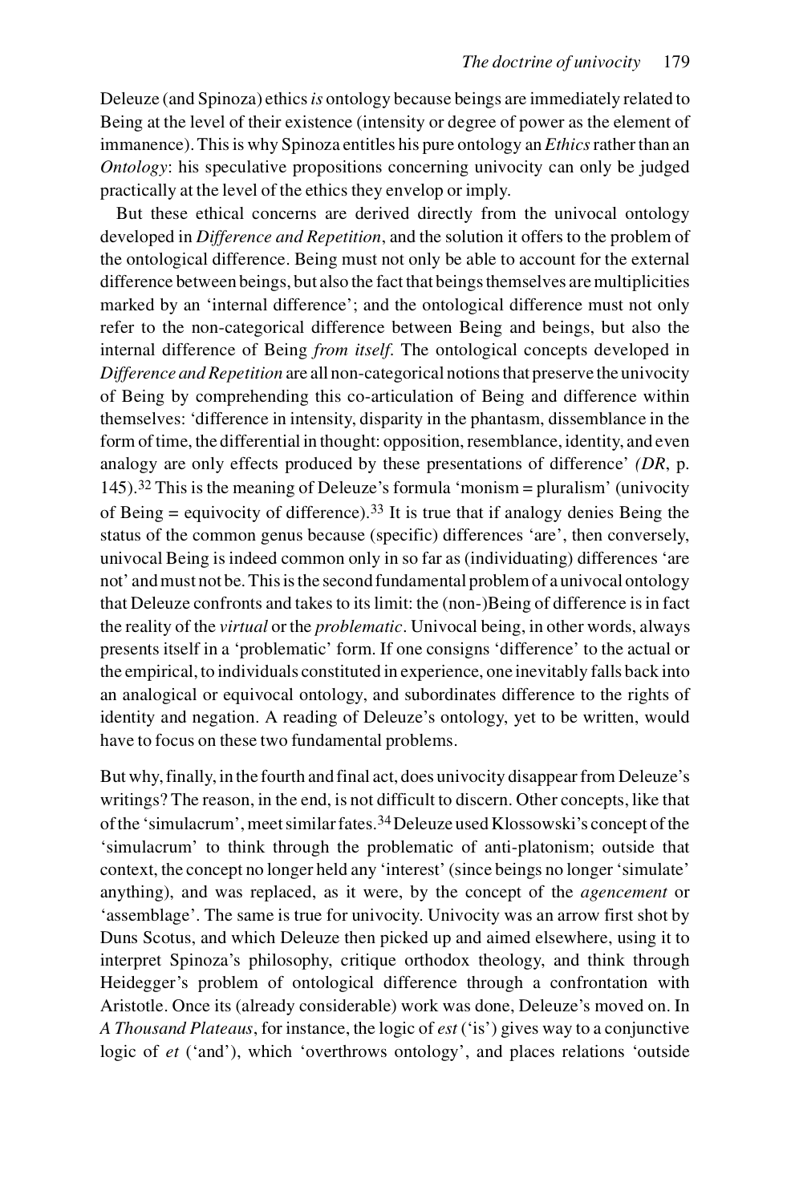Deleuze (and Spinoza) ethics *is* ontology because beings are immediately related to Being at the level of their existence (intensity or degree of power as the element of immanence). This is why Spinoza entitles his pure ontology an *Ethics* rather than an *Ontology*: his speculative propositions concerning univocity can only be judged practically at the level of the ethics they envelop or imply.

But these ethical concerns are derived directly from the univocal ontology developed in *Difference and Repetition*, and the solution it offers to the problem of the ontological difference. Being must not only be able to account for the external difference between beings, but also the fact that beings themselves are multiplicities marked by an 'internal difference'; and the ontological difference must not only refer to the non-categorical difference between Being and beings, but also the internal difference of Being *from itself*. The ontological concepts developed in *Difference and Repetition* are all non-categorical notions that preserve the univocity of Being by comprehending this co-articulation of Being and difference within themselves: 'difference in intensity, disparity in the phantasm, dissemblance in the form of time, the differential in thought: opposition, resemblance, identity, and even analogy are only effects produced by these presentations of difference' *(DR*, p. 145).[32] This is the meaning of Deleuze's formula 'monism = pluralism' (univocity of Being = equivocity of difference).[33] It is true that if analogy denies Being the status of the common genus because (specific) differences 'are', then conversely, univocal Being is indeed common only in so far as (individuating) differences 'are not' and must not be. This is the second fundamental problem of a univocal ontology that Deleuze confronts and takes to its limit: the (non-)Being of difference is in fact the reality of the *virtual* or the *problematic*. Univocal being, in other words, always presents itself in a 'problematic' form. If one consigns 'difference' to the actual or the empirical, to individuals constituted in experience, one inevitably falls back into an analogical or equivocal ontology, and subordinates difference to the rights of identity and negation. A reading of Deleuze's ontology, yet to be written, would have to focus on these two fundamental problems.

But why, finally, in the fourth and final act, does univocity disappear from Deleuze's writings? The reason, in the end, is not difficult to discern. Other concepts, like that of the 'simulacrum', meet similar fates.[34] Deleuze used Klossowski's concept of the 'simulacrum' to think through the problematic of anti-platonism; outside that context, the concept no longer held any 'interest' (since beings no longer 'simulate' anything), and was replaced, as it were, by the concept of the *agencement* or 'assemblage'. The same is true for univocity. Univocity was an arrow first shot by Duns Scotus, and which Deleuze then picked up and aimed elsewhere, using it to interpret Spinoza's philosophy, critique orthodox theology, and think through Heidegger's problem of ontological difference through a confrontation with Aristotle. Once its (already considerable) work was done, Deleuze's moved on. In *A Thousand Plateaus*, for instance, the logic of *est* ('is') gives way to a conjunctive logic of *et* ('and'), which 'overthrows ontology', and places relations 'outside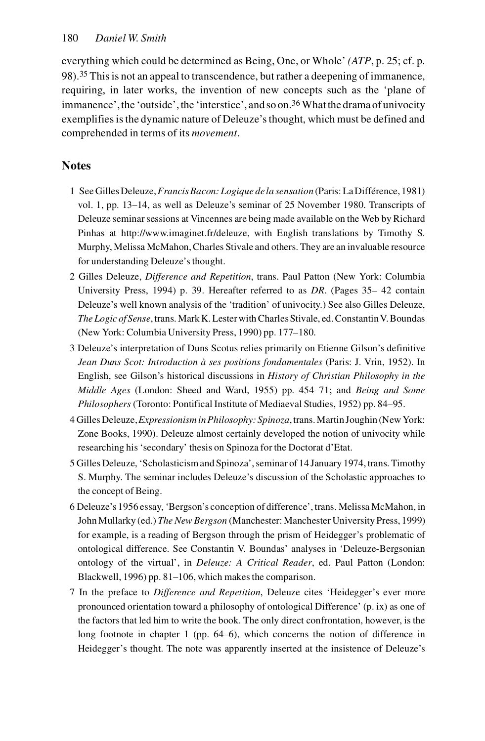everything which could be determined as Being, One, or Whole' *(ATP*, p. 25; cf. p. 98).[35] This is not an appeal to transcendence, but rather a deepening of immanence, requiring, in later works, the invention of new concepts such as the 'plane of immanence', the 'outside', the 'interstice', and so on.[36] What the drama of univocity exemplifies is the dynamic nature of Deleuze's thought, which must be defined and comprehended in terms of its *movement*.

## Notes

1 See Gilles Deleuze, *Francis Bacon: Logique de la sensation* (Paris: La Différence, 1981) vol. 1, pp. 13–14, as well as Deleuze's seminar of 25 November 1980. Transcripts of Deleuze seminar sessions at Vincennes are being made available on the Web by Richard Pinhas at http://www.imaginet.fr/deleuze, with English translations by Timothy S. Murphy, Melissa McMahon, Charles Stivale and others. They are an invaluable resource for understanding Deleuze's thought.

2 Gilles Deleuze, *Difference and Repetition*, trans. Paul Patton (New York: Columbia University Press, 1994) p. 39. Hereafter referred to as *DR*. (Pages 35– 42 contain Deleuze's well known analysis of the 'tradition' of univocity.) See also Gilles Deleuze, *The Logic of Sense*, trans. Mark K. Lester with Charles Stivale, ed. Constantin V. Boundas (New York: Columbia University Press, 1990) pp. 177–180.

3 Deleuze's interpretation of Duns Scotus relies primarily on Etienne Gilson's definitive *Jean Duns Scot: Introduction à ses positions fondamentales* (Paris: J. Vrin, 1952). In English, see Gilson's historical discussions in *History of Christian Philosophy in the Middle Ages* (London: Sheed and Ward, 1955) pp. 454–71; and *Being and Some Philosophers* (Toronto: Pontifical Institute of Mediaeval Studies, 1952) pp. 84–95.

4 Gilles Deleuze, *Expressionism in Philosophy: Spinoza*, trans. Martin Joughin (New York: Zone Books, 1990). Deleuze almost certainly developed the notion of univocity while researching his 'secondary' thesis on Spinoza for the Doctorat d'Etat.

5 Gilles Deleuze, 'Scholasticism and Spinoza', seminar of 14 January 1974, trans. Timothy S. Murphy. The seminar includes Deleuze's discussion of the Scholastic approaches to the concept of Being.

6 Deleuze's 1956 essay, 'Bergson's conception of difference', trans. Melissa McMahon, in John Mullarky (ed.) *The New Bergson* (Manchester: Manchester University Press, 1999) for example, is a reading of Bergson through the prism of Heidegger's problematic of ontological difference. See Constantin V. Boundas' analyses in 'Deleuze-Bergsonian ontology of the virtual', in *Deleuze: A Critical Reader*, ed. Paul Patton (London: Blackwell, 1996) pp. 81–106, which makes the comparison.

7 In the preface to *Difference and Repetition*, Deleuze cites 'Heidegger's ever more pronounced orientation toward a philosophy of ontological Difference' (p. ix) as one of the factors that led him to write the book. The only direct confrontation, however, is the long footnote in chapter 1 (pp. 64–6), which concerns the notion of difference in Heidegger's thought. The note was apparently inserted at the insistence of Deleuze's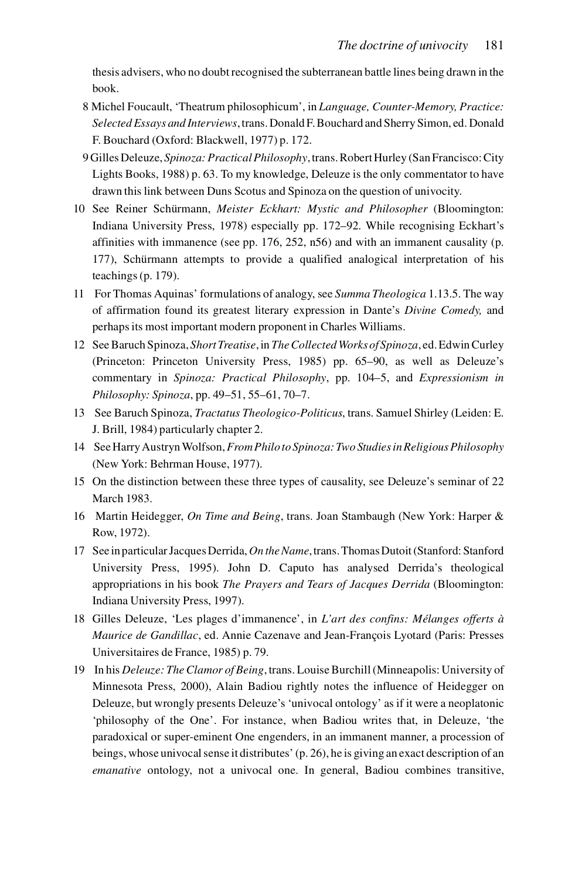thesis advisers, who no doubt recognised the subterranean battle lines being drawn in the book.

8 Michel Foucault, 'Theatrum philosophicum', in *Language, Counter-Memory, Practice: Selected Essays and Interviews*, trans. Donald F. Bouchard and Sherry Simon, ed. Donald F. Bouchard (Oxford: Blackwell, 1977) p. 172.

9 Gilles Deleuze, *Spinoza: Practical Philosophy*, trans. Robert Hurley (San Francisco: City Lights Books, 1988) p. 63. To my knowledge, Deleuze is the only commentator to have drawn this link between Duns Scotus and Spinoza on the question of univocity.

10 See Reiner Schürmann, *Meister Eckhart: Mystic and Philosopher* (Bloomington: Indiana University Press, 1978) especially pp. 172–92. While recognising Eckhart's affinities with immanence (see pp. 176, 252, n56) and with an immanent causality (p. 177), Schürmann attempts to provide a qualified analogical interpretation of his teachings (p. 179).

11 For Thomas Aquinas' formulations of analogy, see *Summa Theologica* 1.13.5. The way of affirmation found its greatest literary expression in Dante's *Divine Comedy,* and perhaps its most important modern proponent in Charles Williams.

12 See Baruch Spinoza, *Short Treatise*, in *The Collected Works of Spinoza*, ed. Edwin Curley (Princeton: Princeton University Press, 1985) pp. 65–90, as well as Deleuze's commentary in *Spinoza: Practical Philosophy*, pp. 104–5, and *Expressionism in Philosophy: Spinoza*, pp. 49–51, 55–61, 70–7.

13 See Baruch Spinoza, *Tractatus Theologico-Politicus*, trans. Samuel Shirley (Leiden: E. J. Brill, 1984) particularly chapter 2.

14 See Harry Austryn Wolfson, *From Philo to Spinoza: Two Studies in Religious Philosophy* (New York: Behrman House, 1977).

15 On the distinction between these three types of causality, see Deleuze's seminar of 22 March 1983.

16 Martin Heidegger, *On Time and Being*, trans. Joan Stambaugh (New York: Harper & Row, 1972).

17 See in particular Jacques Derrida, *On the Name*, trans. Thomas Dutoit (Stanford: Stanford University Press, 1995). John D. Caputo has analysed Derrida's theological appropriations in his book *The Prayers and Tears of Jacques Derrida* (Bloomington: Indiana University Press, 1997).

18 Gilles Deleuze, 'Les plages d'immanence', in *L'art des confins: Mélanges offerts à Maurice de Gandillac*, ed. Annie Cazenave and Jean-François Lyotard (Paris: Presses Universitaires de France, 1985) p. 79.

19 In his *Deleuze: The Clamor of Being*, trans. Louise Burchill (Minneapolis: University of Minnesota Press, 2000), Alain Badiou rightly notes the influence of Heidegger on Deleuze, but wrongly presents Deleuze's 'univocal ontology' as if it were a neoplatonic 'philosophy of the One'. For instance, when Badiou writes that, in Deleuze, 'the paradoxical or super-eminent One engenders, in an immanent manner, a procession of beings, whose univocal sense it distributes' (p. 26), he is giving an exact description of an *emanative* ontology, not a univocal one. In general, Badiou combines transitive,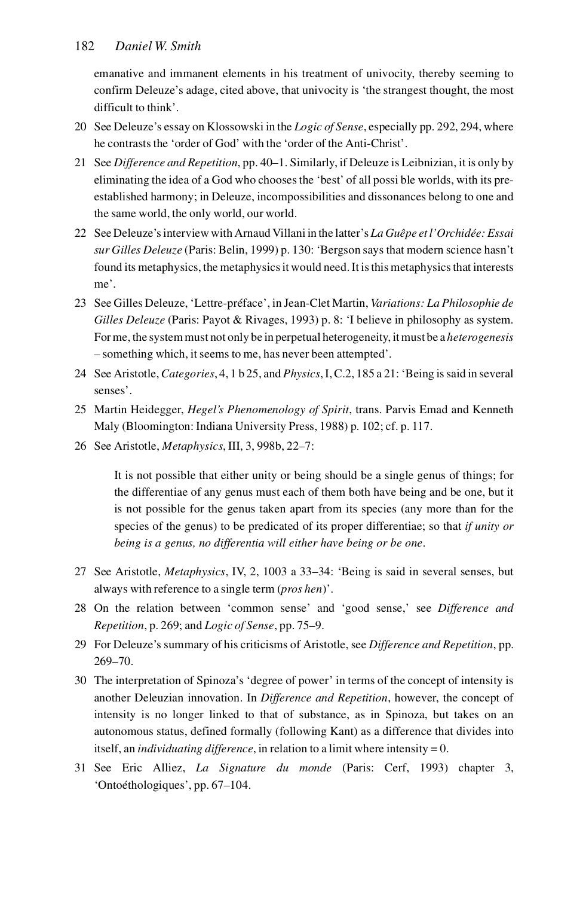emanative and immanent elements in his treatment of univocity, thereby seeming to confirm Deleuze's adage, cited above, that univocity is 'the strangest thought, the most difficult to think'.

20 See Deleuze's essay on Klossowski in the *Logic of Sense*, especially pp. 292, 294, where he contrasts the 'order of God' with the 'order of the Anti-Christ'.

21 See *Difference and Repetition*, pp. 40–1. Similarly, if Deleuze is Leibnizian, it is only by eliminating the idea of a God who chooses the 'best' of all possi ble worlds, with its pre-established harmony; in Deleuze, incompossibilities and dissonances belong to one and the same world, the only world, our world.

22 See Deleuze's interview with Arnaud Villani in the latter's *La Guêpe et l'Orchidée: Essai sur Gilles Deleuze* (Paris: Belin, 1999) p. 130: 'Bergson says that modern science hasn't found its metaphysics, the metaphysics it would need. It is this metaphysics that interests me'.

23 See Gilles Deleuze, 'Lettre-préface', in Jean-Clet Martin, *Variations: La Philosophie de Gilles Deleuze* (Paris: Payot & Rivages, 1993) p. 8: 'I believe in philosophy as system. For me, the system must not only be in perpetual heterogeneity, it must be a *heterogenesis* – something which, it seems to me, has never been attempted'.

24 See Aristotle, *Categories*, 4, 1 b 25, and *Physics*, I, C.2, 185 a 21: 'Being is said in several senses'.

25 Martin Heidegger, *Hegel's Phenomenology of Spirit*, trans. Parvis Emad and Kenneth Maly (Bloomington: Indiana University Press, 1988) p. 102; cf. p. 117.

26 See Aristotle, *Metaphysics*, III, 3, 998b, 22–7:

> It is not possible that either unity or being should be a single genus of things; for the differentiae of any genus must each of them both have being and be one, but it is not possible for the genus taken apart from its species (any more than for the species of the genus) to be predicated of its proper differentiae; so that *if unity or being is a genus, no differentia will either have being or be one*.

27 See Aristotle, *Metaphysics*, IV, 2, 1003 a 33–34: 'Being is said in several senses, but always with reference to a single term (*pros hen*)'.

28 On the relation between 'common sense' and 'good sense,' see *Difference and Repetition*, p. 269; and *Logic of Sense*, pp. 75–9.

29 For Deleuze's summary of his criticisms of Aristotle, see *Difference and Repetition*, pp. 269–70.

30 The interpretation of Spinoza's 'degree of power' in terms of the concept of intensity is another Deleuzian innovation. In *Difference and Repetition*, however, the concept of intensity is no longer linked to that of substance, as in Spinoza, but takes on an autonomous status, defined formally (following Kant) as a difference that divides into itself, an *individuating difference*, in relation to a limit where intensity = 0.

31 See Eric Alliez, *La Signature du monde* (Paris: Cerf, 1993) chapter 3, 'Ontoéthologiques', pp. 67–104.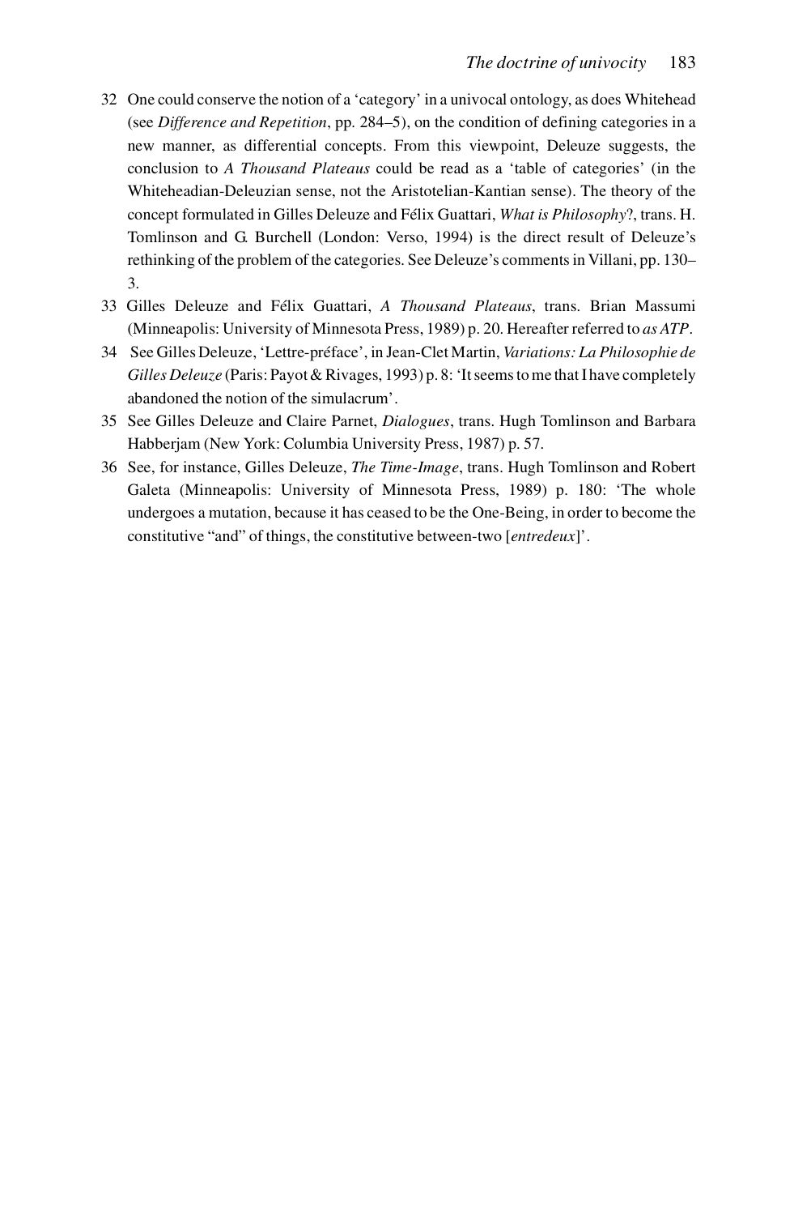32 One could conserve the notion of a 'category' in a univocal ontology, as does Whitehead (see *Difference and Repetition*, pp. 284–5), on the condition of defining categories in a new manner, as differential concepts. From this viewpoint, Deleuze suggests, the conclusion to *A Thousand Plateaus* could be read as a 'table of categories' (in the Whiteheadian-Deleuzian sense, not the Aristotelian-Kantian sense). The theory of the concept formulated in Gilles Deleuze and Félix Guattari, *What is Philosophy*?, trans. H. Tomlinson and G. Burchell (London: Verso, 1994) is the direct result of Deleuze's rethinking of the problem of the categories. See Deleuze's comments in Villani, pp. 130–3.

33 Gilles Deleuze and Félix Guattari, *A Thousand Plateaus*, trans. Brian Massumi (Minneapolis: University of Minnesota Press, 1989) p. 20. Hereafter referred to *as ATP*.

34 See Gilles Deleuze, 'Lettre-préface', in Jean-Clet Martin, *Variations: La Philosophie de Gilles Deleuze* (Paris: Payot & Rivages, 1993) p. 8: 'It seems to me that I have completely abandoned the notion of the simulacrum'.

35 See Gilles Deleuze and Claire Parnet, *Dialogues*, trans. Hugh Tomlinson and Barbara Habberjam (New York: Columbia University Press, 1987) p. 57.

36 See, for instance, Gilles Deleuze, *The Time-Image*, trans. Hugh Tomlinson and Robert Galeta (Minneapolis: University of Minnesota Press, 1989) p. 180: 'The whole undergoes a mutation, because it has ceased to be the One-Being, in order to become the constitutive "and" of things, the constitutive between-two [*entredeux*]'.